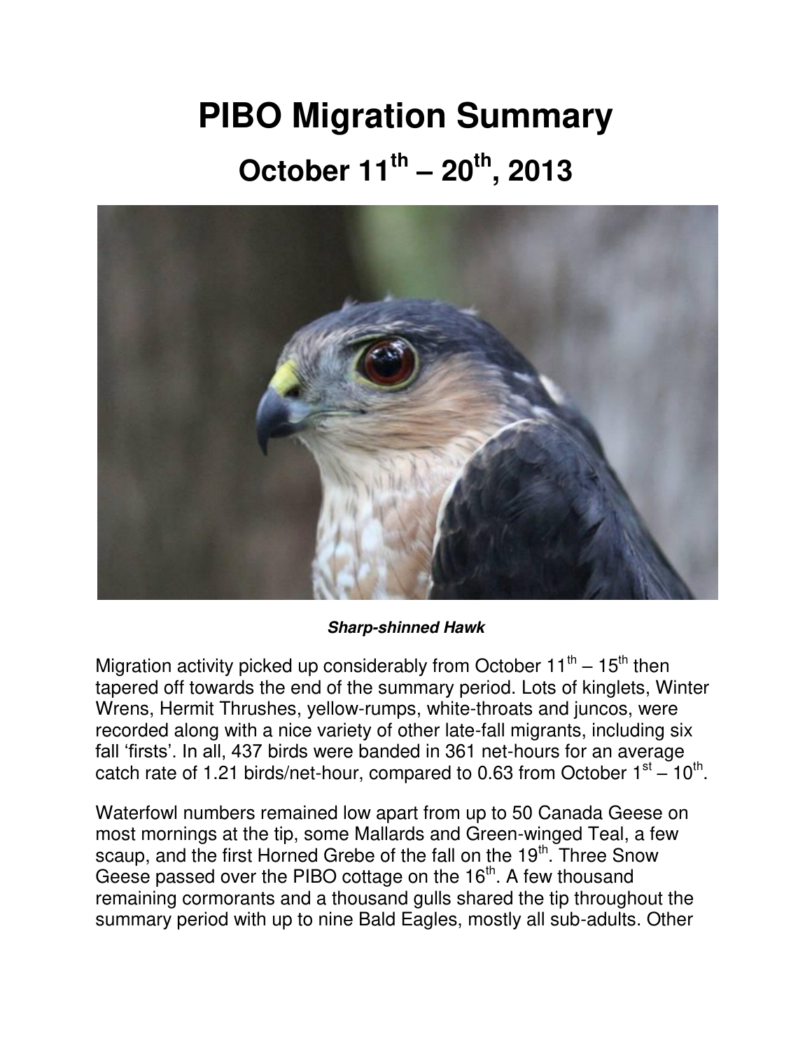# PIBO Migration Summary

## October 11th – 20th, 2013

***Sharp-shinned Hawk***

Migration activity picked up considerably from October 11th – 15th then tapered off towards the end of the summary period. Lots of kinglets, Winter Wrens, Hermit Thrushes, yellow-rumps, white-throats and juncos, were recorded along with a nice variety of other late-fall migrants, including six fall 'firsts'. In all, 437 birds were banded in 361 net-hours for an average catch rate of 1.21 birds/net-hour, compared to 0.63 from October 1st – 10th.

Waterfowl numbers remained low apart from up to 50 Canada Geese on most mornings at the tip, some Mallards and Green-winged Teal, a few scaup, and the first Horned Grebe of the fall on the 19th. Three Snow Geese passed over the PIBO cottage on the 16th. A few thousand remaining cormorants and a thousand gulls shared the tip throughout the summary period with up to nine Bald Eagles, mostly all sub-adults. Other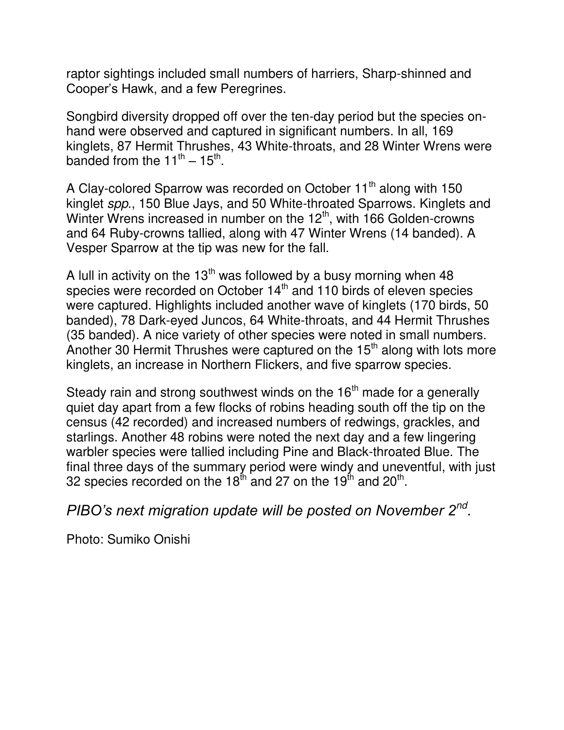raptor sightings included small numbers of harriers, Sharp-shinned and Cooper's Hawk, and a few Peregrines.

Songbird diversity dropped off over the ten-day period but the species on-hand were observed and captured in significant numbers. In all, 169 kinglets, 87 Hermit Thrushes, 43 White-throats, and 28 Winter Wrens were banded from the 11th – 15th.

A Clay-colored Sparrow was recorded on October 11th along with 150 kinglet *spp*., 150 Blue Jays, and 50 White-throated Sparrows. Kinglets and Winter Wrens increased in number on the 12th, with 166 Golden-crowns and 64 Ruby-crowns tallied, along with 47 Winter Wrens (14 banded). A Vesper Sparrow at the tip was new for the fall.

A lull in activity on the 13th was followed by a busy morning when 48 species were recorded on October 14th and 110 birds of eleven species were captured. Highlights included another wave of kinglets (170 birds, 50 banded), 78 Dark-eyed Juncos, 64 White-throats, and 44 Hermit Thrushes (35 banded). A nice variety of other species were noted in small numbers. Another 30 Hermit Thrushes were captured on the 15th along with lots more kinglets, an increase in Northern Flickers, and five sparrow species.

Steady rain and strong southwest winds on the 16th made for a generally quiet day apart from a few flocks of robins heading south off the tip on the census (42 recorded) and increased numbers of redwings, grackles, and starlings. Another 48 robins were noted the next day and a few lingering warbler species were tallied including Pine and Black-throated Blue. The final three days of the summary period were windy and uneventful, with just 32 species recorded on the 18th and 27 on the 19th and 20th.

*PIBO's next migration update will be posted on November 2nd.*

Photo: Sumiko Onishi